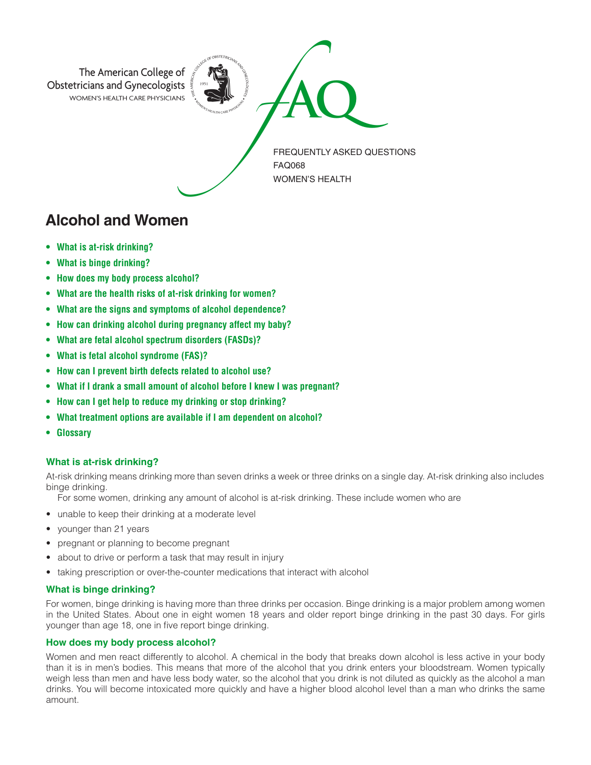The American College of Obstetricians and Gynecologists
WOMEN'S HEALTH CARE PHYSICIANS

FAQ

FREQUENTLY ASKED QUESTIONS
FAQ068
WOMEN'S HEALTH

# Alcohol and Women

- **What is at-risk drinking?**
- **What is binge drinking?**
- **How does my body process alcohol?**
- **What are the health risks of at-risk drinking for women?**
- **What are the signs and symptoms of alcohol dependence?**
- **How can drinking alcohol during pregnancy affect my baby?**
- **What are fetal alcohol spectrum disorders (FASDs)?**
- **What is fetal alcohol syndrome (FAS)?**
- **How can I prevent birth defects related to alcohol use?**
- **What if I drank a small amount of alcohol before I knew I was pregnant?**
- **How can I get help to reduce my drinking or stop drinking?**
- **What treatment options are available if I am dependent on alcohol?**
- **Glossary**

### What is at-risk drinking?

At-risk drinking means drinking more than seven drinks a week or three drinks on a single day. At-risk drinking also includes binge drinking.

For some women, drinking any amount of alcohol is at-risk drinking. These include women who are

- unable to keep their drinking at a moderate level
- younger than 21 years
- pregnant or planning to become pregnant
- about to drive or perform a task that may result in injury
- taking prescription or over-the-counter medications that interact with alcohol

### What is binge drinking?

For women, binge drinking is having more than three drinks per occasion. Binge drinking is a major problem among women in the United States. About one in eight women 18 years and older report binge drinking in the past 30 days. For girls younger than age 18, one in five report binge drinking.

### How does my body process alcohol?

Women and men react differently to alcohol. A chemical in the body that breaks down alcohol is less active in your body than it is in men's bodies. This means that more of the alcohol that you drink enters your bloodstream. Women typically weigh less than men and have less body water, so the alcohol that you drink is not diluted as quickly as the alcohol a man drinks. You will become intoxicated more quickly and have a higher blood alcohol level than a man who drinks the same amount.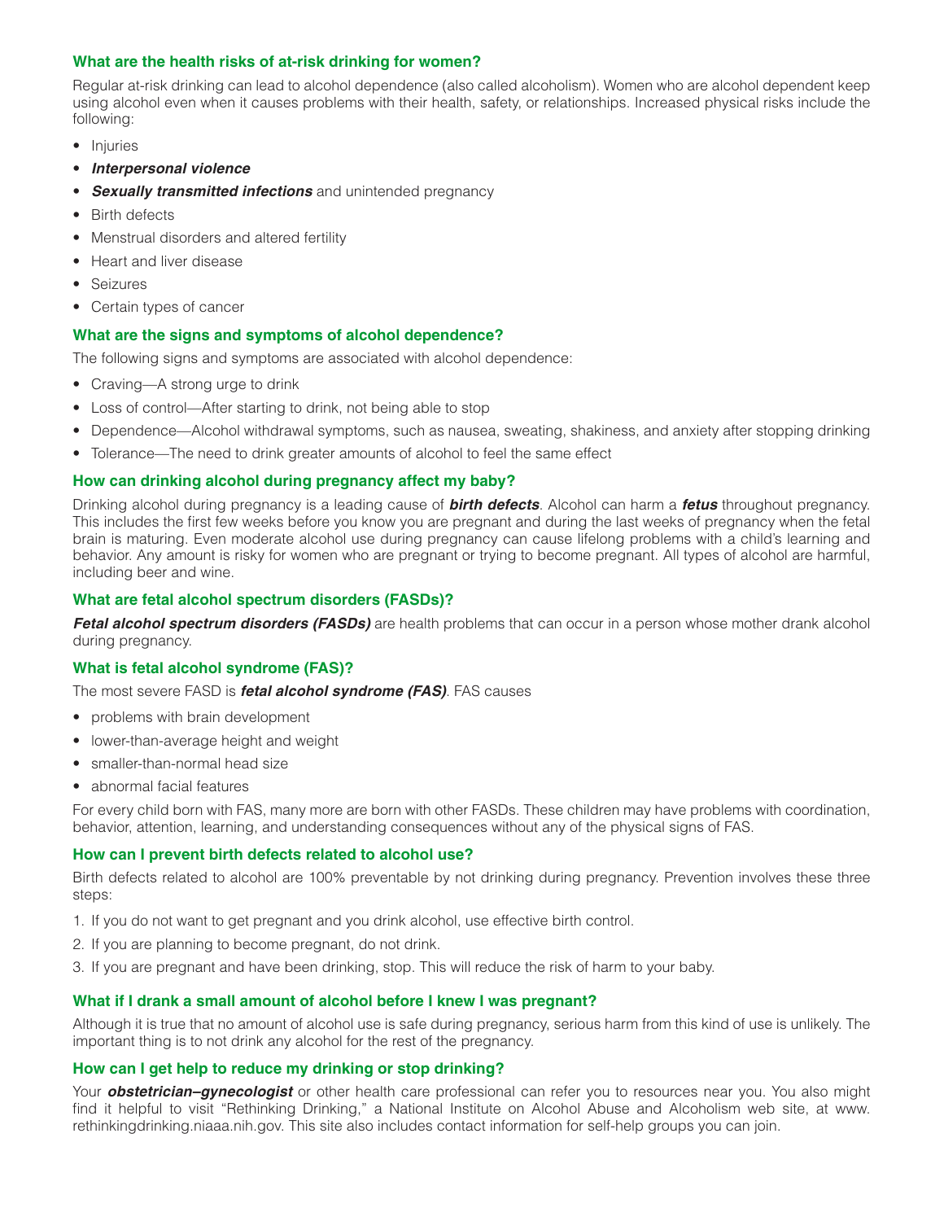### What are the health risks of at-risk drinking for women?

Regular at-risk drinking can lead to alcohol dependence (also called alcoholism). Women who are alcohol dependent keep using alcohol even when it causes problems with their health, safety, or relationships. Increased physical risks include the following:

- Injuries
- ***Interpersonal violence***
- ***Sexually transmitted infections*** and unintended pregnancy
- Birth defects
- Menstrual disorders and altered fertility
- Heart and liver disease
- Seizures
- Certain types of cancer

### What are the signs and symptoms of alcohol dependence?

The following signs and symptoms are associated with alcohol dependence:

- Craving—A strong urge to drink
- Loss of control—After starting to drink, not being able to stop
- Dependence—Alcohol withdrawal symptoms, such as nausea, sweating, shakiness, and anxiety after stopping drinking
- Tolerance—The need to drink greater amounts of alcohol to feel the same effect

### How can drinking alcohol during pregnancy affect my baby?

Drinking alcohol during pregnancy is a leading cause of ***birth defects***. Alcohol can harm a ***fetus*** throughout pregnancy. This includes the first few weeks before you know you are pregnant and during the last weeks of pregnancy when the fetal brain is maturing. Even moderate alcohol use during pregnancy can cause lifelong problems with a child's learning and behavior. Any amount is risky for women who are pregnant or trying to become pregnant. All types of alcohol are harmful, including beer and wine.

### What are fetal alcohol spectrum disorders (FASDs)?

***Fetal alcohol spectrum disorders (FASDs)*** are health problems that can occur in a person whose mother drank alcohol during pregnancy.

### What is fetal alcohol syndrome (FAS)?

The most severe FASD is ***fetal alcohol syndrome (FAS)***. FAS causes

- problems with brain development
- lower-than-average height and weight
- smaller-than-normal head size
- abnormal facial features

For every child born with FAS, many more are born with other FASDs. These children may have problems with coordination, behavior, attention, learning, and understanding consequences without any of the physical signs of FAS.

### How can I prevent birth defects related to alcohol use?

Birth defects related to alcohol are 100% preventable by not drinking during pregnancy. Prevention involves these three steps:

1. If you do not want to get pregnant and you drink alcohol, use effective birth control.
2. If you are planning to become pregnant, do not drink.
3. If you are pregnant and have been drinking, stop. This will reduce the risk of harm to your baby.

### What if I drank a small amount of alcohol before I knew I was pregnant?

Although it is true that no amount of alcohol use is safe during pregnancy, serious harm from this kind of use is unlikely. The important thing is to not drink any alcohol for the rest of the pregnancy.

### How can I get help to reduce my drinking or stop drinking?

Your ***obstetrician–gynecologist*** or other health care professional can refer you to resources near you. You also might find it helpful to visit "Rethinking Drinking," a National Institute on Alcohol Abuse and Alcoholism web site, at www.rethinkingdrinking.niaaa.nih.gov. This site also includes contact information for self-help groups you can join.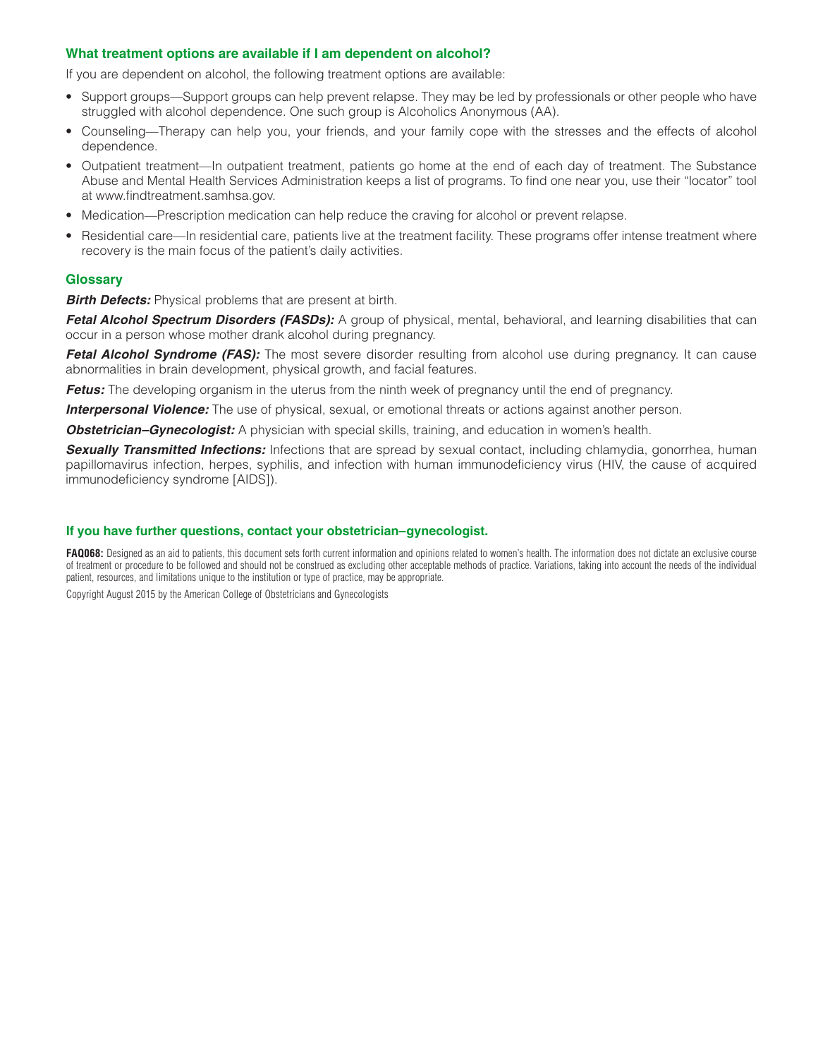## What treatment options are available if I am dependent on alcohol?

If you are dependent on alcohol, the following treatment options are available:

- Support groups—Support groups can help prevent relapse. They may be led by professionals or other people who have struggled with alcohol dependence. One such group is Alcoholics Anonymous (AA).
- Counseling—Therapy can help you, your friends, and your family cope with the stresses and the effects of alcohol dependence.
- Outpatient treatment—In outpatient treatment, patients go home at the end of each day of treatment. The Substance Abuse and Mental Health Services Administration keeps a list of programs. To find one near you, use their "locator" tool at www.findtreatment.samhsa.gov.
- Medication—Prescription medication can help reduce the craving for alcohol or prevent relapse.
- Residential care—In residential care, patients live at the treatment facility. These programs offer intense treatment where recovery is the main focus of the patient's daily activities.

## Glossary

***Birth Defects:*** Physical problems that are present at birth.

***Fetal Alcohol Spectrum Disorders (FASDs):*** A group of physical, mental, behavioral, and learning disabilities that can occur in a person whose mother drank alcohol during pregnancy.

***Fetal Alcohol Syndrome (FAS):*** The most severe disorder resulting from alcohol use during pregnancy. It can cause abnormalities in brain development, physical growth, and facial features.

***Fetus:*** The developing organism in the uterus from the ninth week of pregnancy until the end of pregnancy.

***Interpersonal Violence:*** The use of physical, sexual, or emotional threats or actions against another person.

***Obstetrician–Gynecologist:*** A physician with special skills, training, and education in women's health.

***Sexually Transmitted Infections:*** Infections that are spread by sexual contact, including chlamydia, gonorrhea, human papillomavirus infection, herpes, syphilis, and infection with human immunodeficiency virus (HIV, the cause of acquired immunodeficiency syndrome [AIDS]).

**If you have further questions, contact your obstetrician–gynecologist.**

**FAQ068:** Designed as an aid to patients, this document sets forth current information and opinions related to women's health. The information does not dictate an exclusive course of treatment or procedure to be followed and should not be construed as excluding other acceptable methods of practice. Variations, taking into account the needs of the individual patient, resources, and limitations unique to the institution or type of practice, may be appropriate.

Copyright August 2015 by the American College of Obstetricians and Gynecologists